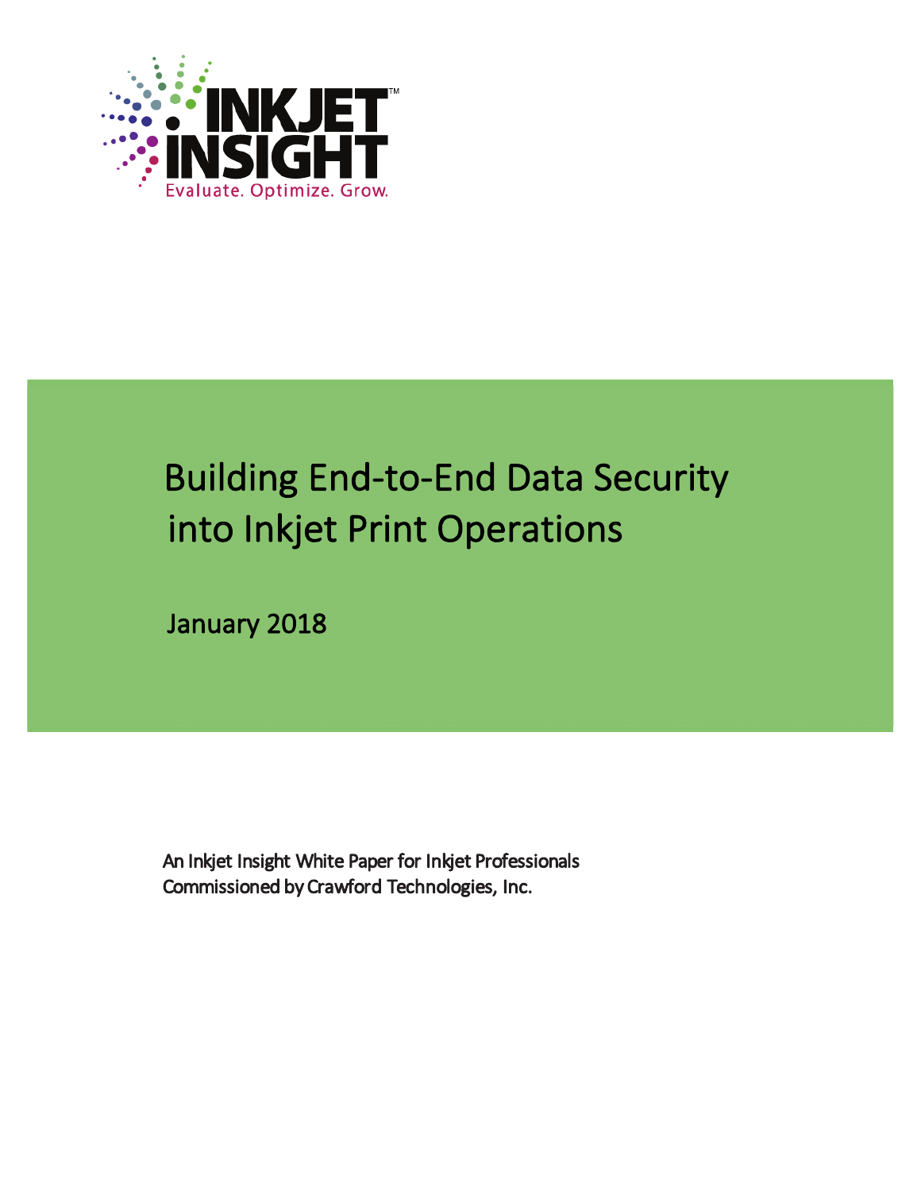INKJET INSIGHT™

Evaluate. Optimize. Grow.

# Building End-to-End Data Security into Inkjet Print Operations

January 2018

An Inkjet Insight White Paper for Inkjet Professionals
Commissioned by Crawford Technologies, Inc.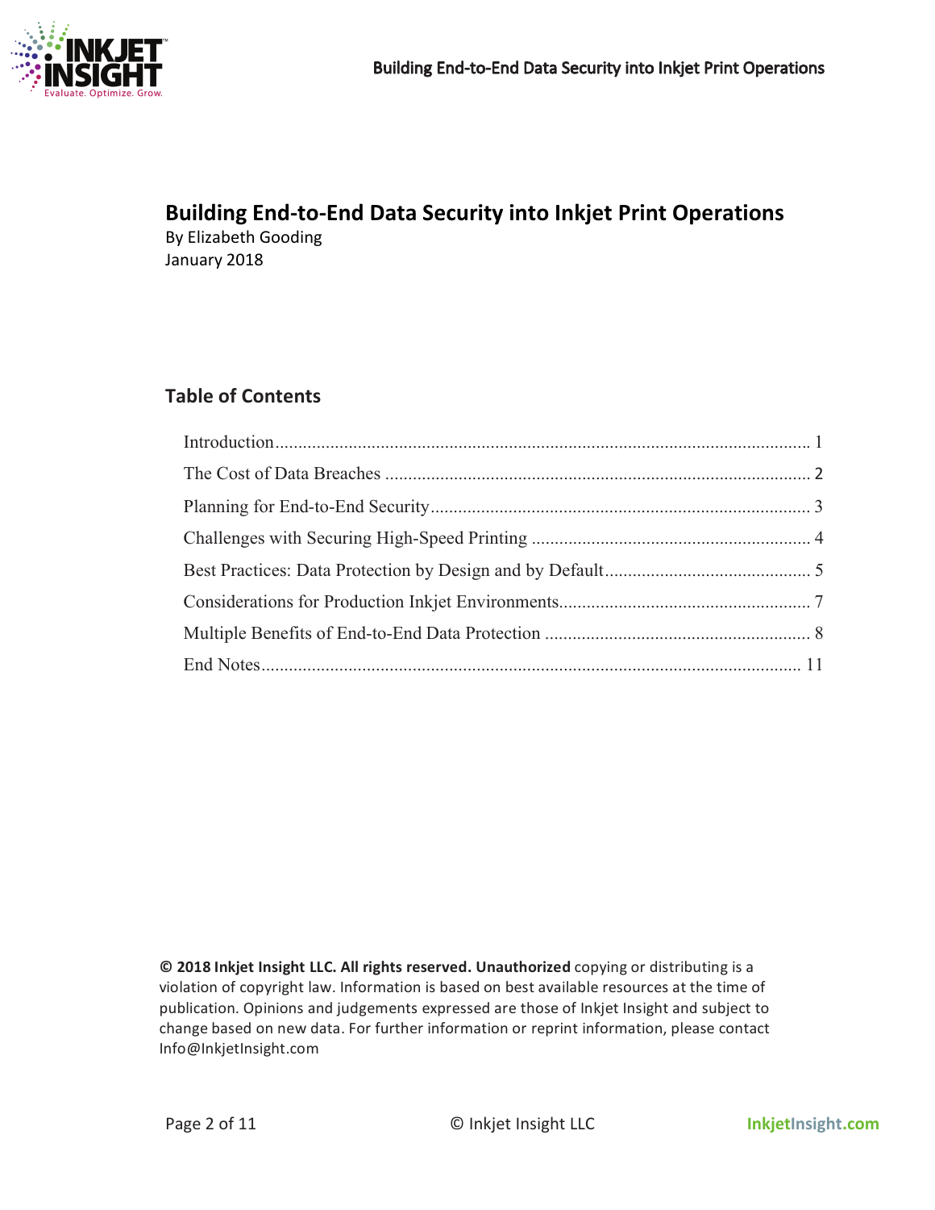# Building End-to-End Data Security into Inkjet Print Operations

By Elizabeth Gooding
January 2018

## Table of Contents

| | |
|---|---|
| Introduction | 1 |
| The Cost of Data Breaches | 2 |
| Planning for End-to-End Security | 3 |
| Challenges with Securing High-Speed Printing | 4 |
| Best Practices: Data Protection by Design and by Default | 5 |
| Considerations for Production Inkjet Environments | 7 |
| Multiple Benefits of End-to-End Data Protection | 8 |
| End Notes | 11 |

**© 2018 Inkjet Insight LLC. All rights reserved. Unauthorized** copying or distributing is a violation of copyright law. Information is based on best available resources at the time of publication. Opinions and judgements expressed are those of Inkjet Insight and subject to change based on new data. For further information or reprint information, please contact Info@InkjetInsight.com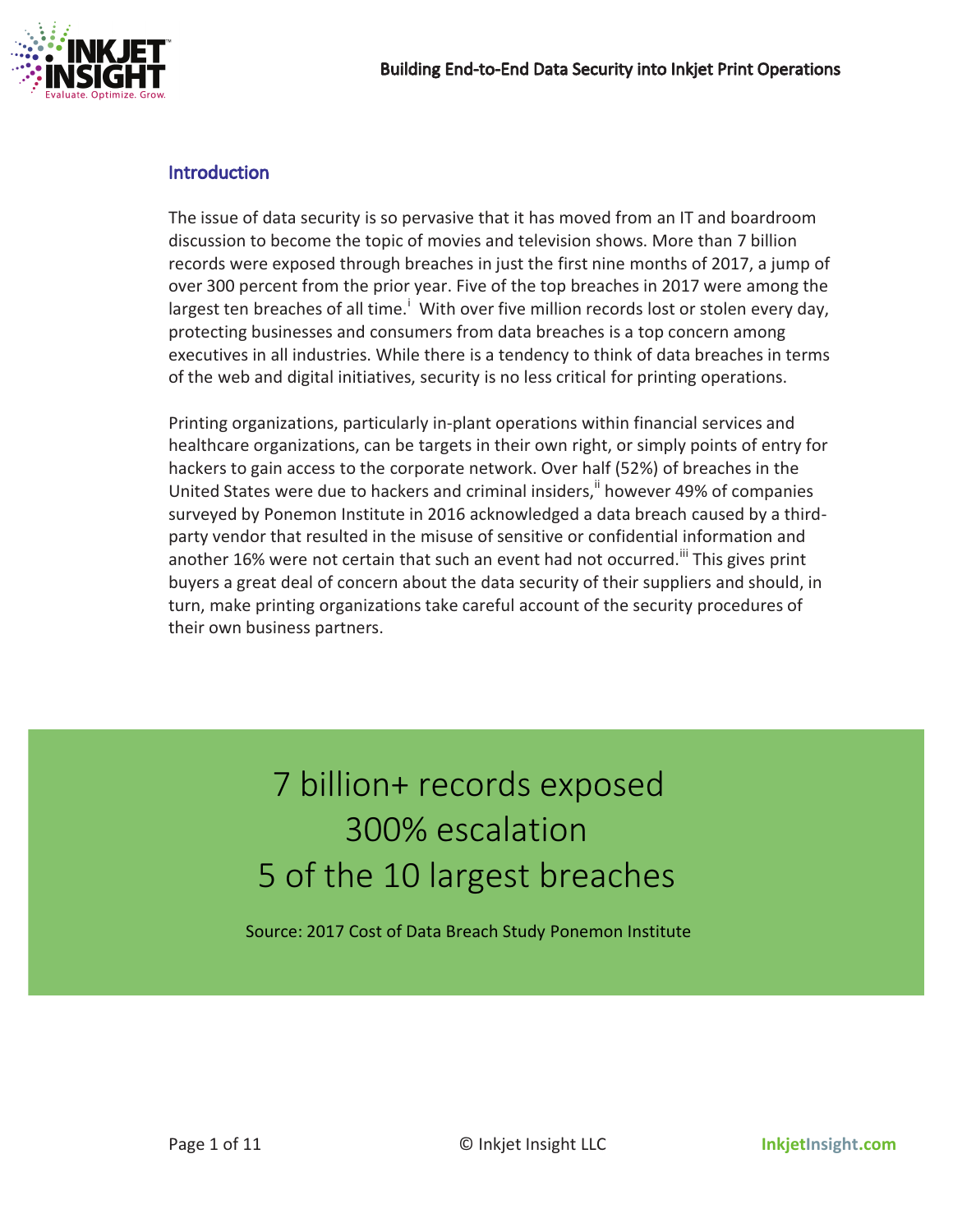## Introduction

The issue of data security is so pervasive that it has moved from an IT and boardroom discussion to become the topic of movies and television shows. More than 7 billion records were exposed through breaches in just the first nine months of 2017, a jump of over 300 percent from the prior year. Five of the top breaches in 2017 were among the largest ten breaches of all time.[i] With over five million records lost or stolen every day, protecting businesses and consumers from data breaches is a top concern among executives in all industries. While there is a tendency to think of data breaches in terms of the web and digital initiatives, security is no less critical for printing operations.

Printing organizations, particularly in-plant operations within financial services and healthcare organizations, can be targets in their own right, or simply points of entry for hackers to gain access to the corporate network. Over half (52%) of breaches in the United States were due to hackers and criminal insiders,[ii] however 49% of companies surveyed by Ponemon Institute in 2016 acknowledged a data breach caused by a third-party vendor that resulted in the misuse of sensitive or confidential information and another 16% were not certain that such an event had not occurred.[iii] This gives print buyers a great deal of concern about the data security of their suppliers and should, in turn, make printing organizations take careful account of the security procedures of their own business partners.

7 billion+ records exposed
300% escalation
5 of the 10 largest breaches

Source: 2017 Cost of Data Breach Study Ponemon Institute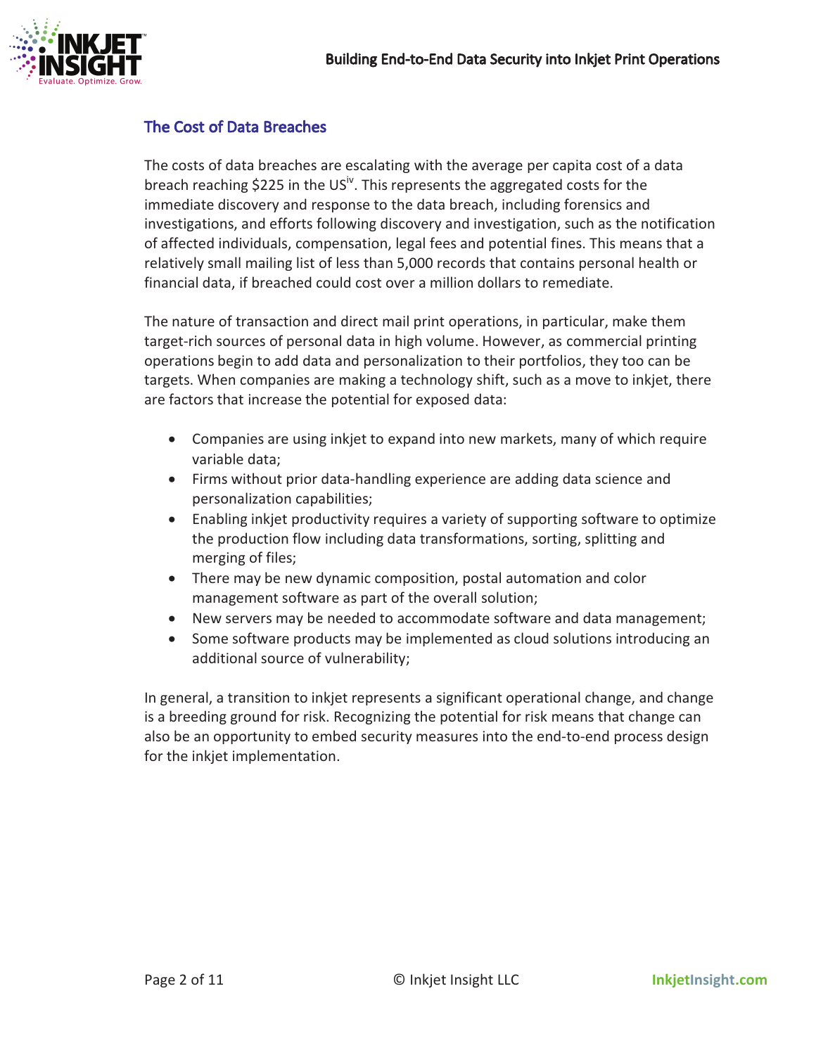## The Cost of Data Breaches

The costs of data breaches are escalating with the average per capita cost of a data breach reaching $225 in the US[iv]. This represents the aggregated costs for the immediate discovery and response to the data breach, including forensics and investigations, and efforts following discovery and investigation, such as the notification of affected individuals, compensation, legal fees and potential fines. This means that a relatively small mailing list of less than 5,000 records that contains personal health or financial data, if breached could cost over a million dollars to remediate.

The nature of transaction and direct mail print operations, in particular, make them target-rich sources of personal data in high volume. However, as commercial printing operations begin to add data and personalization to their portfolios, they too can be targets. When companies are making a technology shift, such as a move to inkjet, there are factors that increase the potential for exposed data:

- Companies are using inkjet to expand into new markets, many of which require variable data;
- Firms without prior data-handling experience are adding data science and personalization capabilities;
- Enabling inkjet productivity requires a variety of supporting software to optimize the production flow including data transformations, sorting, splitting and merging of files;
- There may be new dynamic composition, postal automation and color management software as part of the overall solution;
- New servers may be needed to accommodate software and data management;
- Some software products may be implemented as cloud solutions introducing an additional source of vulnerability;

In general, a transition to inkjet represents a significant operational change, and change is a breeding ground for risk. Recognizing the potential for risk means that change can also be an opportunity to embed security measures into the end-to-end process design for the inkjet implementation.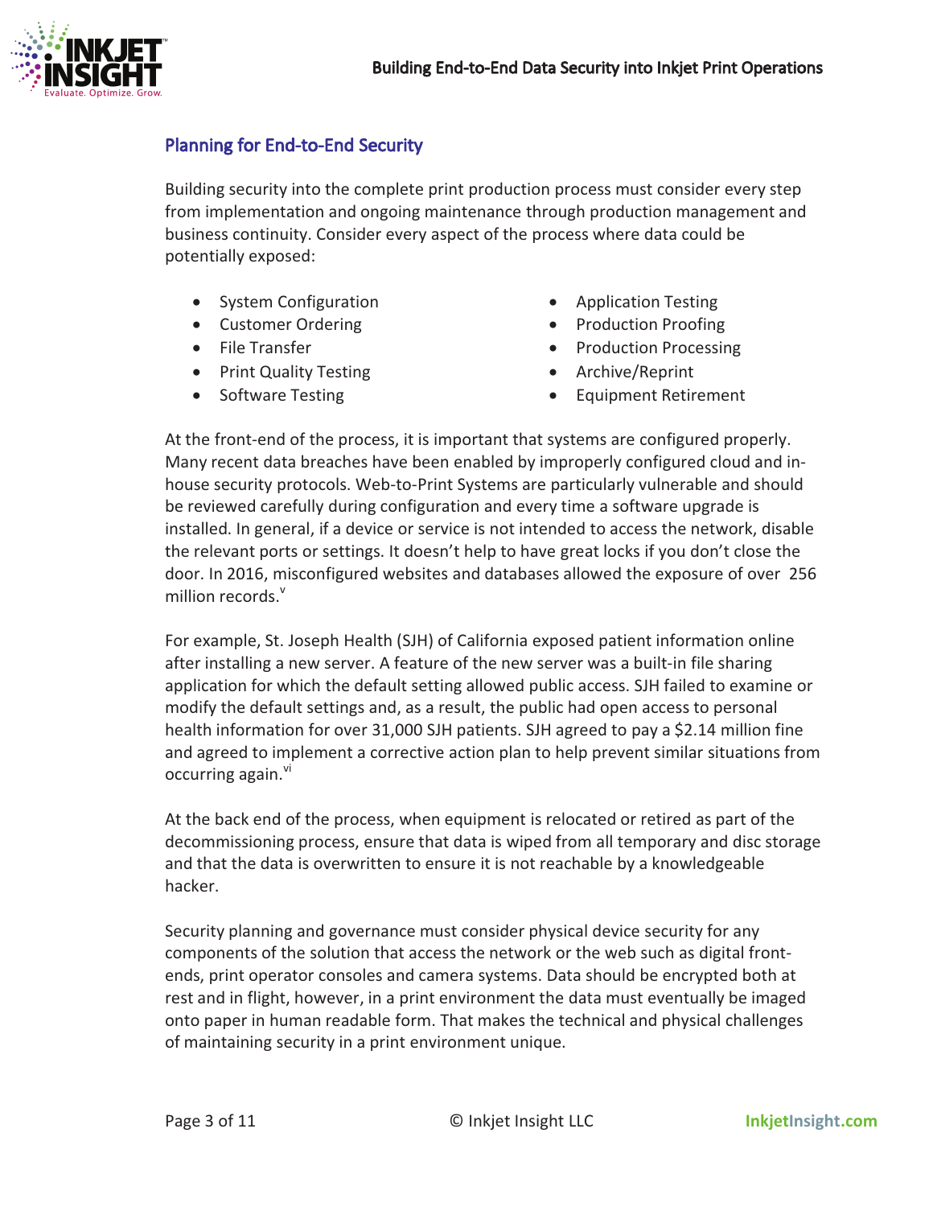## Planning for End-to-End Security

Building security into the complete print production process must consider every step from implementation and ongoing maintenance through production management and business continuity. Consider every aspect of the process where data could be potentially exposed:

- System Configuration
- Customer Ordering
- File Transfer
- Print Quality Testing
- Software Testing
- Application Testing
- Production Proofing
- Production Processing
- Archive/Reprint
- Equipment Retirement

At the front-end of the process, it is important that systems are configured properly. Many recent data breaches have been enabled by improperly configured cloud and in-house security protocols. Web-to-Print Systems are particularly vulnerable and should be reviewed carefully during configuration and every time a software upgrade is installed. In general, if a device or service is not intended to access the network, disable the relevant ports or settings. It doesn't help to have great locks if you don't close the door. In 2016, misconfigured websites and databases allowed the exposure of over 256 million records.[v]

For example, St. Joseph Health (SJH) of California exposed patient information online after installing a new server. A feature of the new server was a built-in file sharing application for which the default setting allowed public access. SJH failed to examine or modify the default settings and, as a result, the public had open access to personal health information for over 31,000 SJH patients. SJH agreed to pay a $2.14 million fine and agreed to implement a corrective action plan to help prevent similar situations from occurring again.[vi]

At the back end of the process, when equipment is relocated or retired as part of the decommissioning process, ensure that data is wiped from all temporary and disc storage and that the data is overwritten to ensure it is not reachable by a knowledgeable hacker.

Security planning and governance must consider physical device security for any components of the solution that access the network or the web such as digital front-ends, print operator consoles and camera systems. Data should be encrypted both at rest and in flight, however, in a print environment the data must eventually be imaged onto paper in human readable form. That makes the technical and physical challenges of maintaining security in a print environment unique.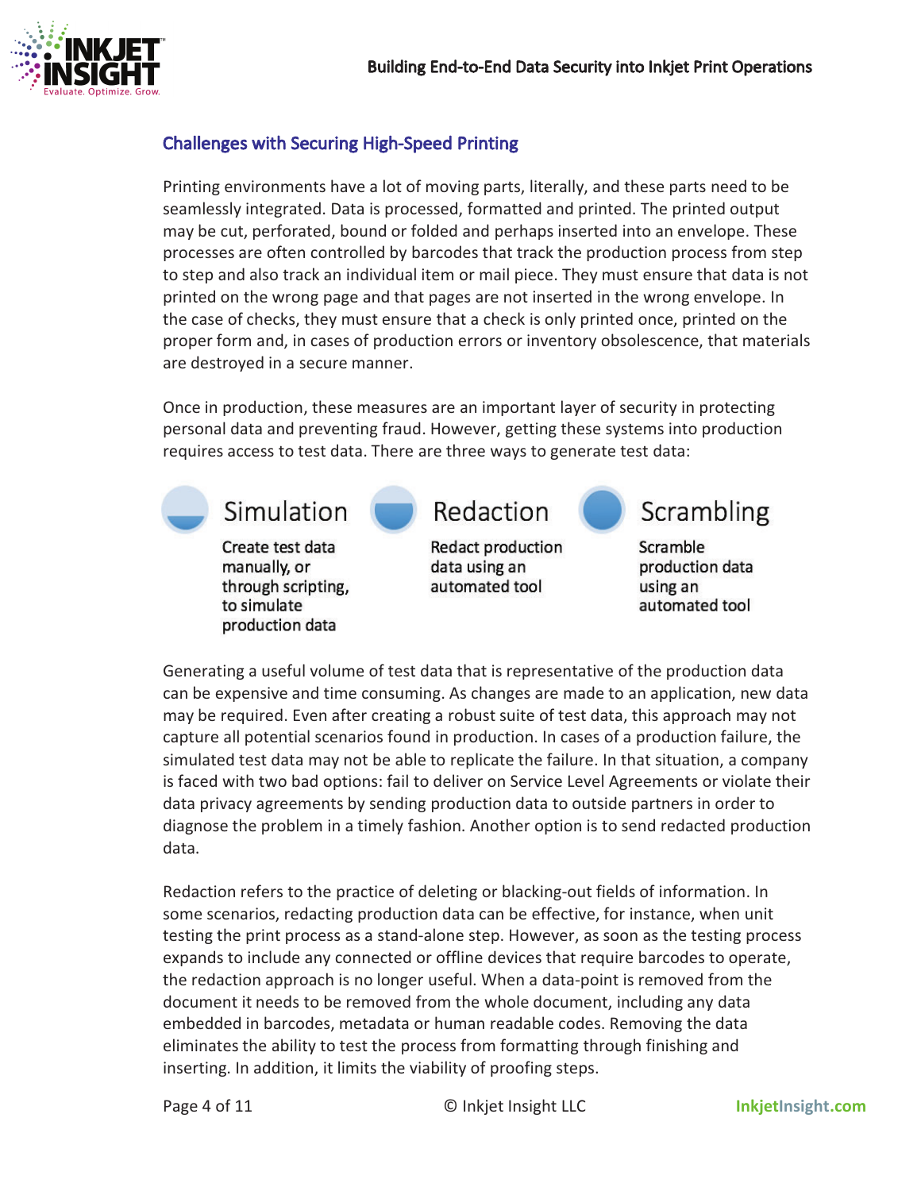## Challenges with Securing High-Speed Printing

Printing environments have a lot of moving parts, literally, and these parts need to be seamlessly integrated. Data is processed, formatted and printed. The printed output may be cut, perforated, bound or folded and perhaps inserted into an envelope. These processes are often controlled by barcodes that track the production process from step to step and also track an individual item or mail piece. They must ensure that data is not printed on the wrong page and that pages are not inserted in the wrong envelope. In the case of checks, they must ensure that a check is only printed once, printed on the proper form and, in cases of production errors or inventory obsolescence, that materials are destroyed in a secure manner.

Once in production, these measures are an important layer of security in protecting personal data and preventing fraud. However, getting these systems into production requires access to test data. There are three ways to generate test data:

**Simulation**
Create test data manually, or through scripting, to simulate production data

**Redaction**
Redact production data using an automated tool

**Scrambling**
Scramble production data using an automated tool

Generating a useful volume of test data that is representative of the production data can be expensive and time consuming. As changes are made to an application, new data may be required. Even after creating a robust suite of test data, this approach may not capture all potential scenarios found in production. In cases of a production failure, the simulated test data may not be able to replicate the failure. In that situation, a company is faced with two bad options: fail to deliver on Service Level Agreements or violate their data privacy agreements by sending production data to outside partners in order to diagnose the problem in a timely fashion. Another option is to send redacted production data.

Redaction refers to the practice of deleting or blacking-out fields of information. In some scenarios, redacting production data can be effective, for instance, when unit testing the print process as a stand-alone step. However, as soon as the testing process expands to include any connected or offline devices that require barcodes to operate, the redaction approach is no longer useful. When a data-point is removed from the document it needs to be removed from the whole document, including any data embedded in barcodes, metadata or human readable codes. Removing the data eliminates the ability to test the process from formatting through finishing and inserting. In addition, it limits the viability of proofing steps.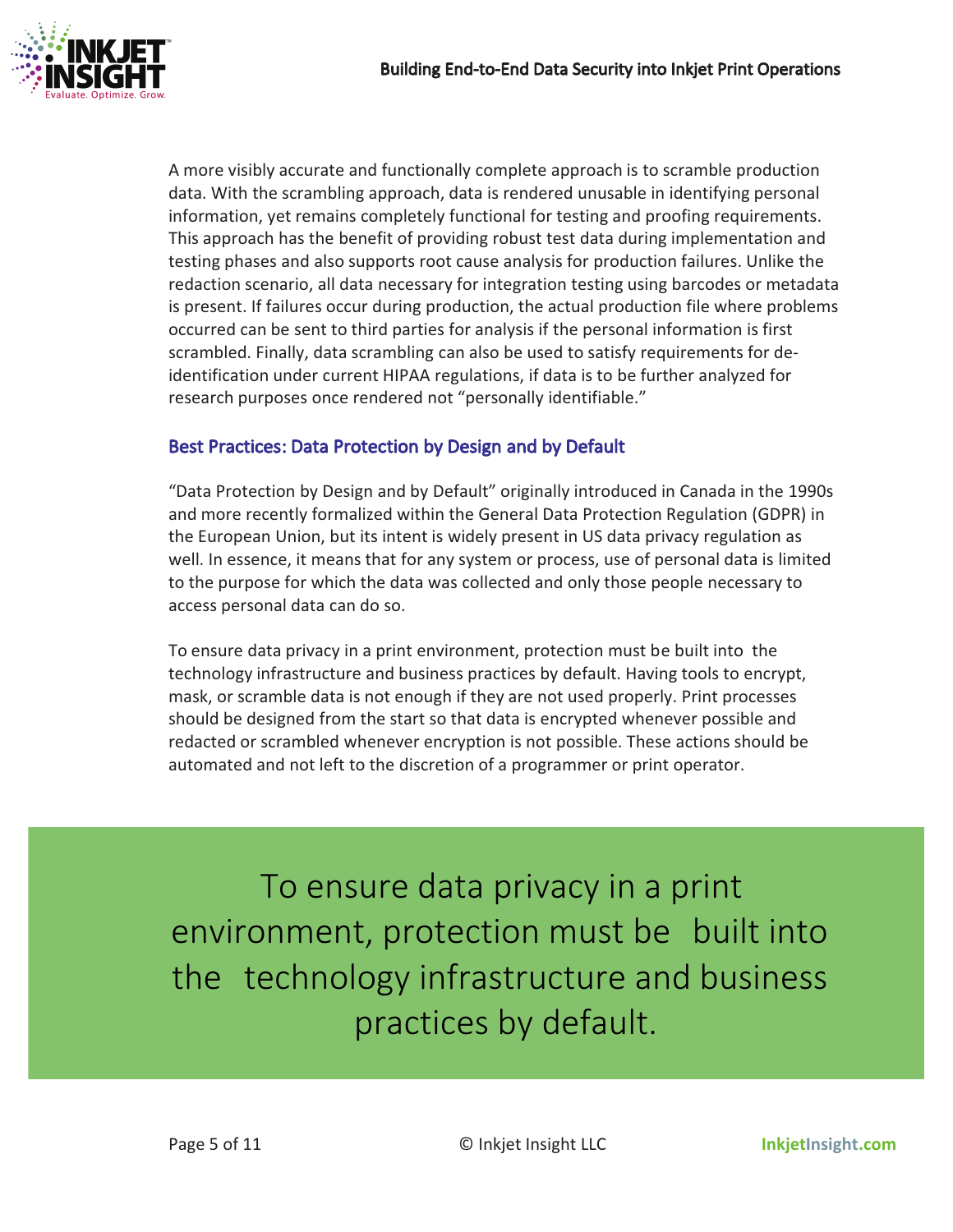A more visibly accurate and functionally complete approach is to scramble production data. With the scrambling approach, data is rendered unusable in identifying personal information, yet remains completely functional for testing and proofing requirements. This approach has the benefit of providing robust test data during implementation and testing phases and also supports root cause analysis for production failures. Unlike the redaction scenario, all data necessary for integration testing using barcodes or metadata is present. If failures occur during production, the actual production file where problems occurred can be sent to third parties for analysis if the personal information is first scrambled. Finally, data scrambling can also be used to satisfy requirements for de-identification under current HIPAA regulations, if data is to be further analyzed for research purposes once rendered not "personally identifiable."

### Best Practices: Data Protection by Design and by Default

"Data Protection by Design and by Default" originally introduced in Canada in the 1990s and more recently formalized within the General Data Protection Regulation (GDPR) in the European Union, but its intent is widely present in US data privacy regulation as well. In essence, it means that for any system or process, use of personal data is limited to the purpose for which the data was collected and only those people necessary to access personal data can do so.

To ensure data privacy in a print environment, protection must be built into the technology infrastructure and business practices by default. Having tools to encrypt, mask, or scramble data is not enough if they are not used properly. Print processes should be designed from the start so that data is encrypted whenever possible and redacted or scrambled whenever encryption is not possible. These actions should be automated and not left to the discretion of a programmer or print operator.

> To ensure data privacy in a print environment, protection must be built into the technology infrastructure and business practices by default.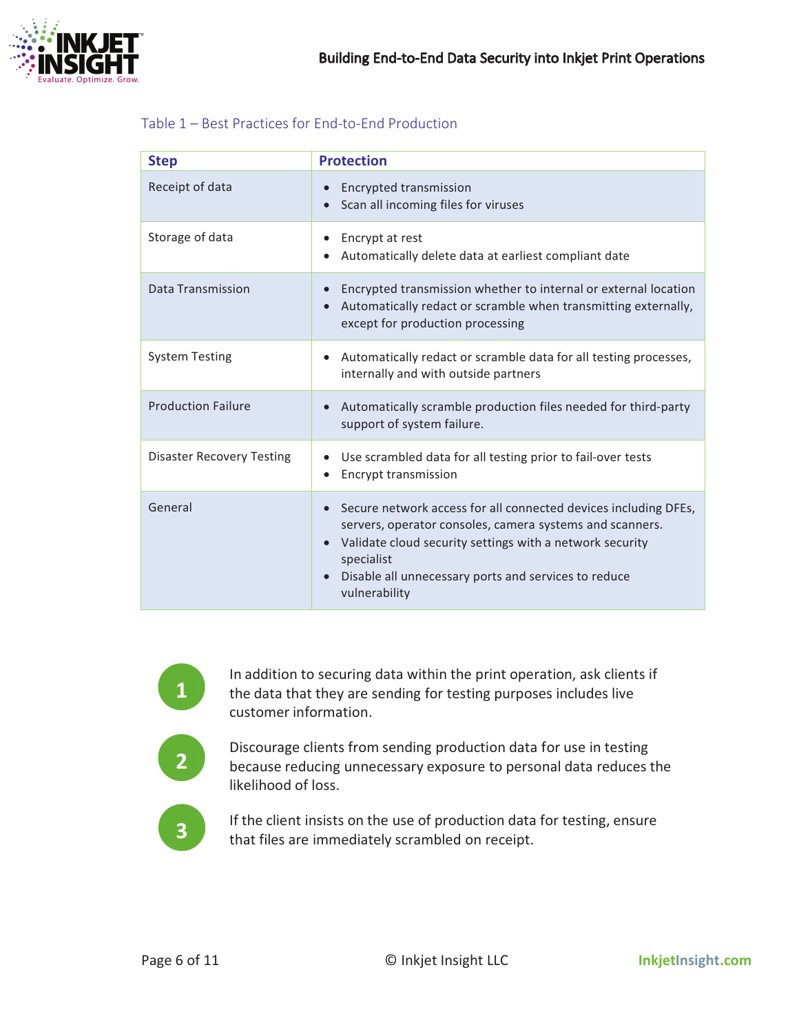Table 1 – Best Practices for End-to-End Production

| Step | Protection |
|---|---|
| Receipt of data | • Encrypted transmission<br>• Scan all incoming files for viruses |
| Storage of data | • Encrypt at rest<br>• Automatically delete data at earliest compliant date |
| Data Transmission | • Encrypted transmission whether to internal or external location<br>• Automatically redact or scramble when transmitting externally, except for production processing |
| System Testing | • Automatically redact or scramble data for all testing processes, internally and with outside partners |
| Production Failure | • Automatically scramble production files needed for third-party support of system failure. |
| Disaster Recovery Testing | • Use scrambled data for all testing prior to fail-over tests<br>• Encrypt transmission |
| General | • Secure network access for all connected devices including DFEs, servers, operator consoles, camera systems and scanners.<br>• Validate cloud security settings with a network security specialist<br>• Disable all unnecessary ports and services to reduce vulnerability |

1. In addition to securing data within the print operation, ask clients if the data that they are sending for testing purposes includes live customer information.

2. Discourage clients from sending production data for use in testing because reducing unnecessary exposure to personal data reduces the likelihood of loss.

3. If the client insists on the use of production data for testing, ensure that files are immediately scrambled on receipt.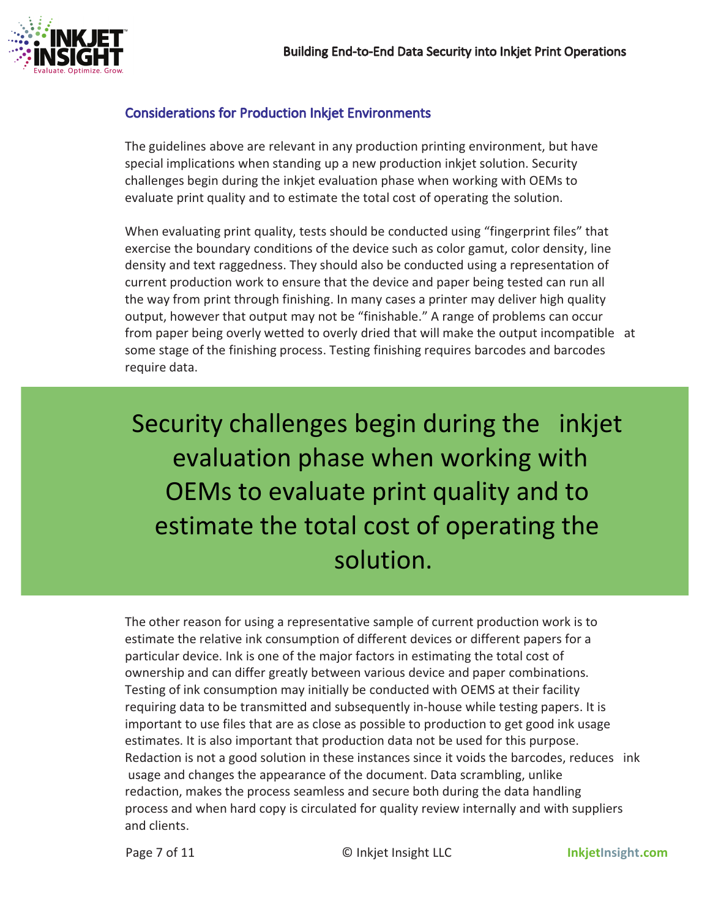## Considerations for Production Inkjet Environments

The guidelines above are relevant in any production printing environment, but have special implications when standing up a new production inkjet solution. Security challenges begin during the inkjet evaluation phase when working with OEMs to evaluate print quality and to estimate the total cost of operating the solution.

When evaluating print quality, tests should be conducted using "fingerprint files" that exercise the boundary conditions of the device such as color gamut, color density, line density and text raggedness. They should also be conducted using a representation of current production work to ensure that the device and paper being tested can run all the way from print through finishing. In many cases a printer may deliver high quality output, however that output may not be "finishable." A range of problems can occur from paper being overly wetted to overly dried that will make the output incompatible at some stage of the finishing process. Testing finishing requires barcodes and barcodes require data.

> Security challenges begin during the inkjet evaluation phase when working with OEMs to evaluate print quality and to estimate the total cost of operating the solution.

The other reason for using a representative sample of current production work is to estimate the relative ink consumption of different devices or different papers for a particular device. Ink is one of the major factors in estimating the total cost of ownership and can differ greatly between various device and paper combinations. Testing of ink consumption may initially be conducted with OEMS at their facility requiring data to be transmitted and subsequently in-house while testing papers. It is important to use files that are as close as possible to production to get good ink usage estimates. It is also important that production data not be used for this purpose. Redaction is not a good solution in these instances since it voids the barcodes, reduces ink usage and changes the appearance of the document. Data scrambling, unlike redaction, makes the process seamless and secure both during the data handling process and when hard copy is circulated for quality review internally and with suppliers and clients.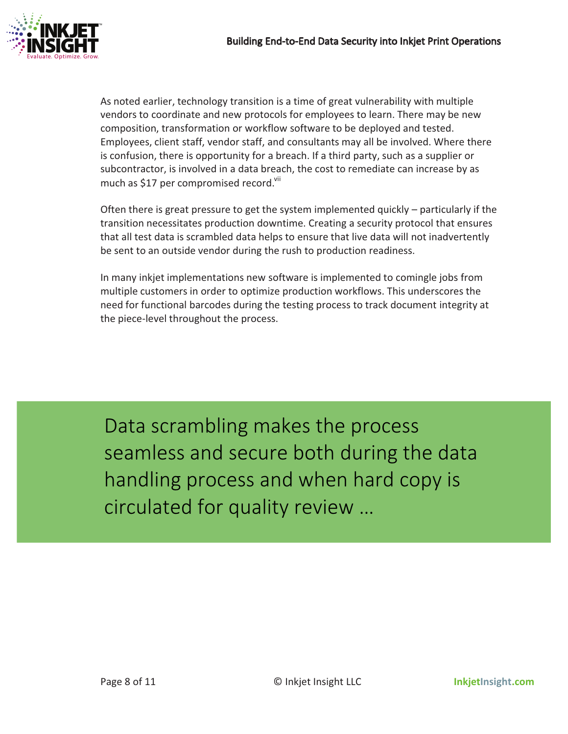As noted earlier, technology transition is a time of great vulnerability with multiple vendors to coordinate and new protocols for employees to learn. There may be new composition, transformation or workflow software to be deployed and tested. Employees, client staff, vendor staff, and consultants may all be involved. Where there is confusion, there is opportunity for a breach. If a third party, such as a supplier or subcontractor, is involved in a data breach, the cost to remediate can increase by as much as $17 per compromised record.[vii]

Often there is great pressure to get the system implemented quickly – particularly if the transition necessitates production downtime. Creating a security protocol that ensures that all test data is scrambled data helps to ensure that live data will not inadvertently be sent to an outside vendor during the rush to production readiness.

In many inkjet implementations new software is implemented to comingle jobs from multiple customers in order to optimize production workflows. This underscores the need for functional barcodes during the testing process to track document integrity at the piece-level throughout the process.

> Data scrambling makes the process seamless and secure both during the data handling process and when hard copy is circulated for quality review …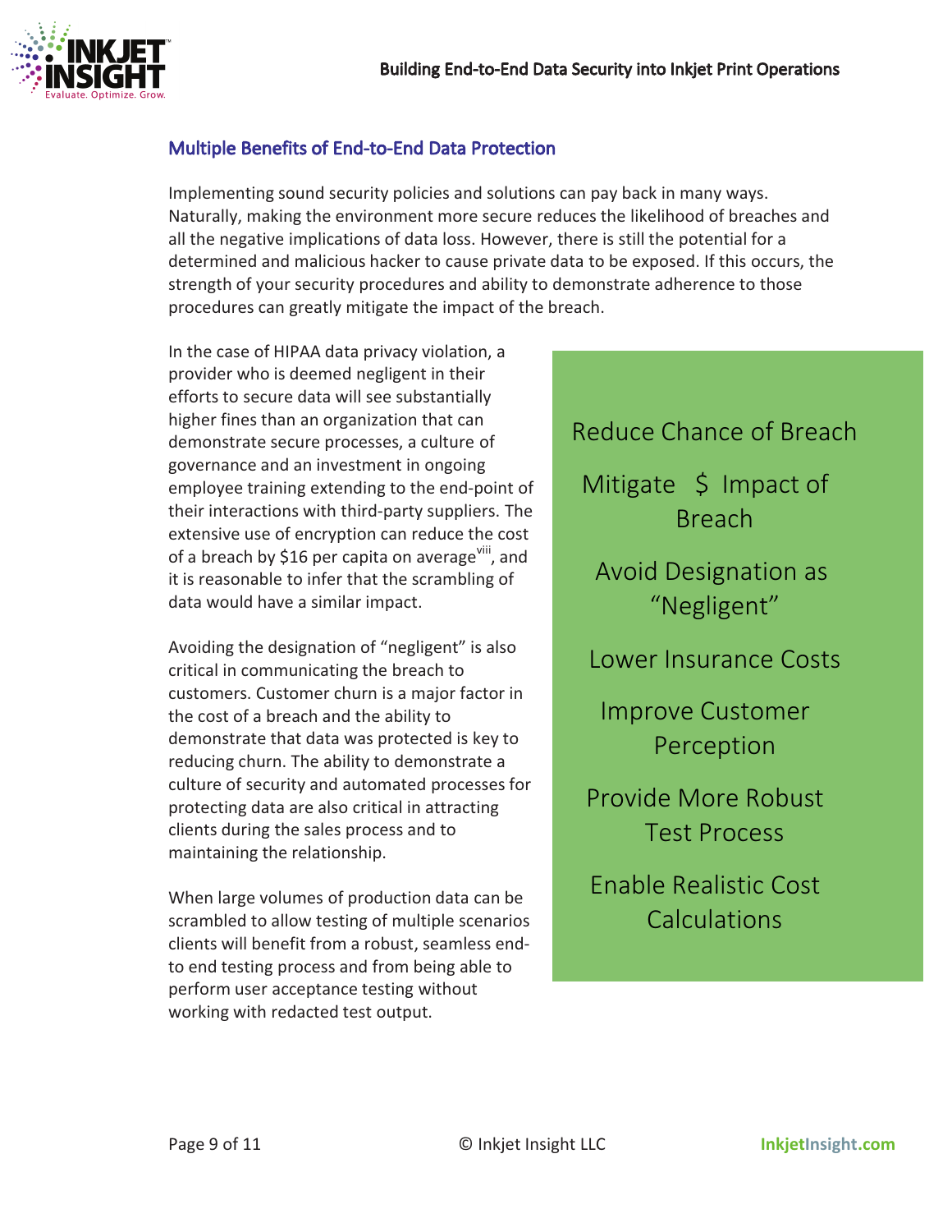## Multiple Benefits of End-to-End Data Protection

Implementing sound security policies and solutions can pay back in many ways. Naturally, making the environment more secure reduces the likelihood of breaches and all the negative implications of data loss. However, there is still the potential for a determined and malicious hacker to cause private data to be exposed. If this occurs, the strength of your security procedures and ability to demonstrate adherence to those procedures can greatly mitigate the impact of the breach.

In the case of HIPAA data privacy violation, a provider who is deemed negligent in their efforts to secure data will see substantially higher fines than an organization that can demonstrate secure processes, a culture of governance and an investment in ongoing employee training extending to the end-point of their interactions with third-party suppliers. The extensive use of encryption can reduce the cost of a breach by $16 per capita on average[viii], and it is reasonable to infer that the scrambling of data would have a similar impact.

Avoiding the designation of "negligent" is also critical in communicating the breach to customers. Customer churn is a major factor in the cost of a breach and the ability to demonstrate that data was protected is key to reducing churn. The ability to demonstrate a culture of security and automated processes for protecting data are also critical in attracting clients during the sales process and to maintaining the relationship.

When large volumes of production data can be scrambled to allow testing of multiple scenarios clients will benefit from a robust, seamless end-to end testing process and from being able to perform user acceptance testing without working with redacted test output.

Reduce Chance of Breach

Mitigate $ Impact of Breach

Avoid Designation as "Negligent"

Lower Insurance Costs

Improve Customer Perception

Provide More Robust Test Process

Enable Realistic Cost Calculations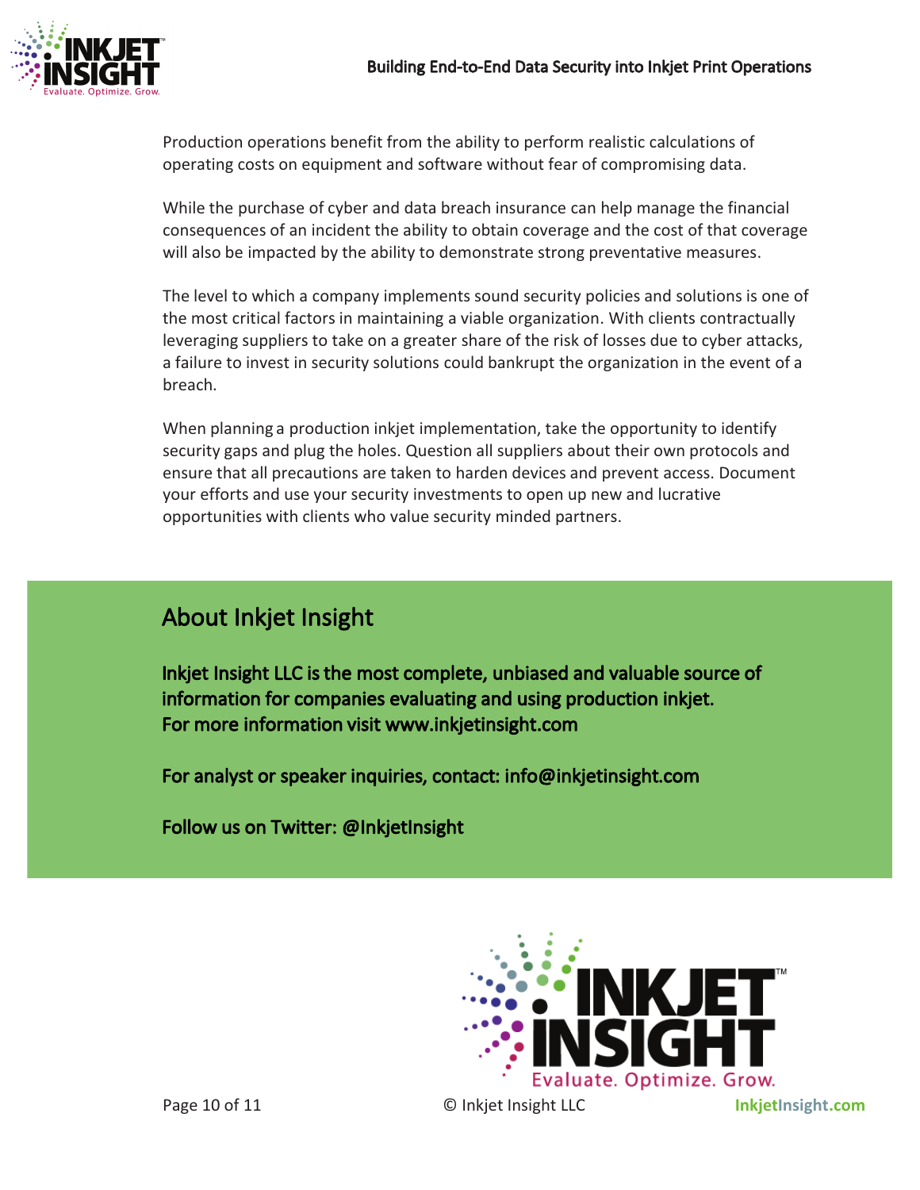Production operations benefit from the ability to perform realistic calculations of operating costs on equipment and software without fear of compromising data.

While the purchase of cyber and data breach insurance can help manage the financial consequences of an incident the ability to obtain coverage and the cost of that coverage will also be impacted by the ability to demonstrate strong preventative measures.

The level to which a company implements sound security policies and solutions is one of the most critical factors in maintaining a viable organization. With clients contractually leveraging suppliers to take on a greater share of the risk of losses due to cyber attacks, a failure to invest in security solutions could bankrupt the organization in the event of a breach.

When planning a production inkjet implementation, take the opportunity to identify security gaps and plug the holes. Question all suppliers about their own protocols and ensure that all precautions are taken to harden devices and prevent access. Document your efforts and use your security investments to open up new and lucrative opportunities with clients who value security minded partners.

## About Inkjet Insight

**Inkjet Insight LLC is the most complete, unbiased and valuable source of information for companies evaluating and using production inkjet. For more information visit www.inkjetinsight.com**

**For analyst or speaker inquiries, contact: info@inkjetinsight.com**

**Follow us on Twitter: @InkjetInsight**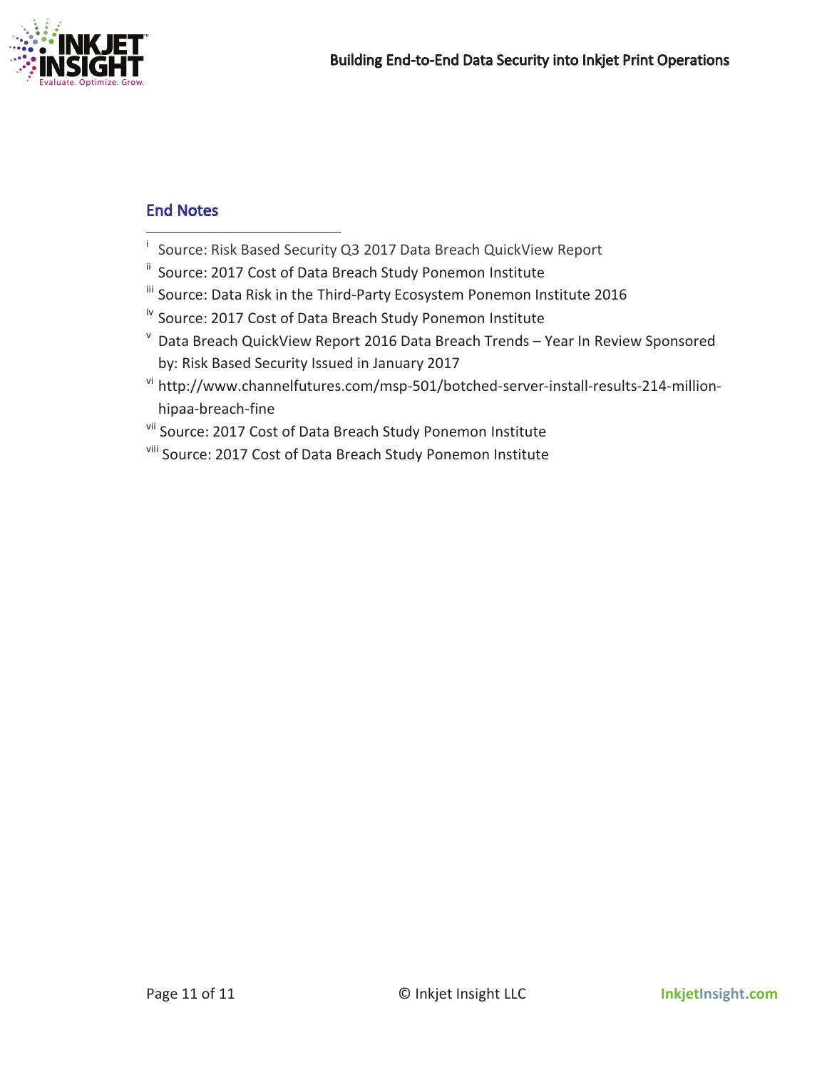## End Notes

[i] Source: Risk Based Security Q3 2017 Data Breach QuickView Report

[ii] Source: 2017 Cost of Data Breach Study Ponemon Institute

[iii] Source: Data Risk in the Third-Party Ecosystem Ponemon Institute 2016

[iv] Source: 2017 Cost of Data Breach Study Ponemon Institute

[v] Data Breach QuickView Report 2016 Data Breach Trends – Year In Review Sponsored by: Risk Based Security Issued in January 2017

[vi] http://www.channelfutures.com/msp-501/botched-server-install-results-214-million-hipaa-breach-fine

[vii] Source: 2017 Cost of Data Breach Study Ponemon Institute

[viii] Source: 2017 Cost of Data Breach Study Ponemon Institute